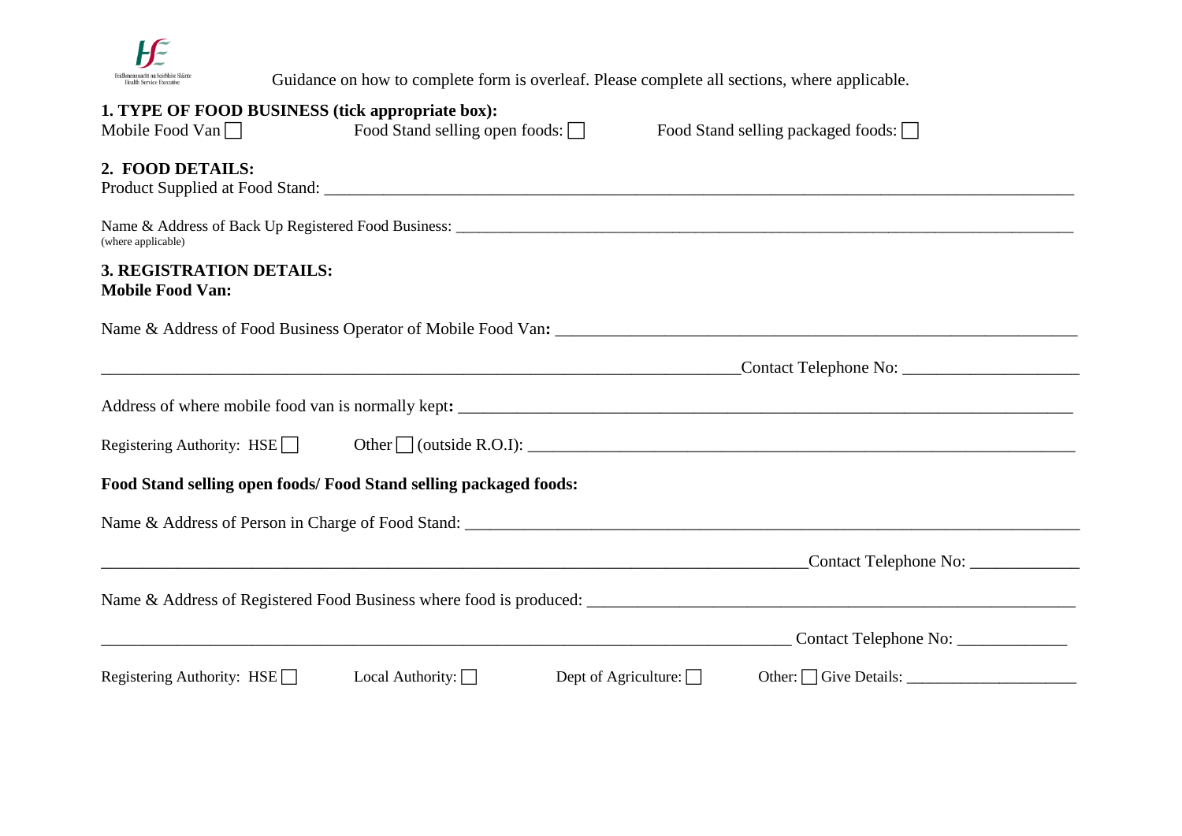Feidhmeannacht na Seirbhíse Sláinte
Health Service Executive

Guidance on how to complete form is overleaf. Please complete all sections, where applicable.

**1. TYPE OF FOOD BUSINESS (tick appropriate box):**

Mobile Food Van ☐ Food Stand selling open foods: ☐ Food Stand selling packaged foods: ☐

**2. FOOD DETAILS:**

Product Supplied at Food Stand: ___________________________________________________________________________________

Name & Address of Back Up Registered Food Business: ___________________________________________________________________________
(where applicable)

**3. REGISTRATION DETAILS:**

**Mobile Food Van:**

Name & Address of Food Business Operator of Mobile Food Van**:** ______________________________________________________________

______________________________________________________________________Contact Telephone No: ____________________

Address of where mobile food van is normally kept**:** _____________________________________________________________________

Registering Authority: HSE ☐ Other ☐ (outside R.O.I): ______________________________________________________________

**Food Stand selling open foods/ Food Stand selling packaged foods:**

Name & Address of Person in Charge of Food Stand: ________________________________________________________________________

_______________________________________________________________________________Contact Telephone No: ____________

Name & Address of Registered Food Business where food is produced: ______________________________________________________

_____________________________________________________________________________ Contact Telephone No: ____________

Registering Authority: HSE ☐ Local Authority: ☐ Dept of Agriculture: ☐ Other: ☐ Give Details: ____________________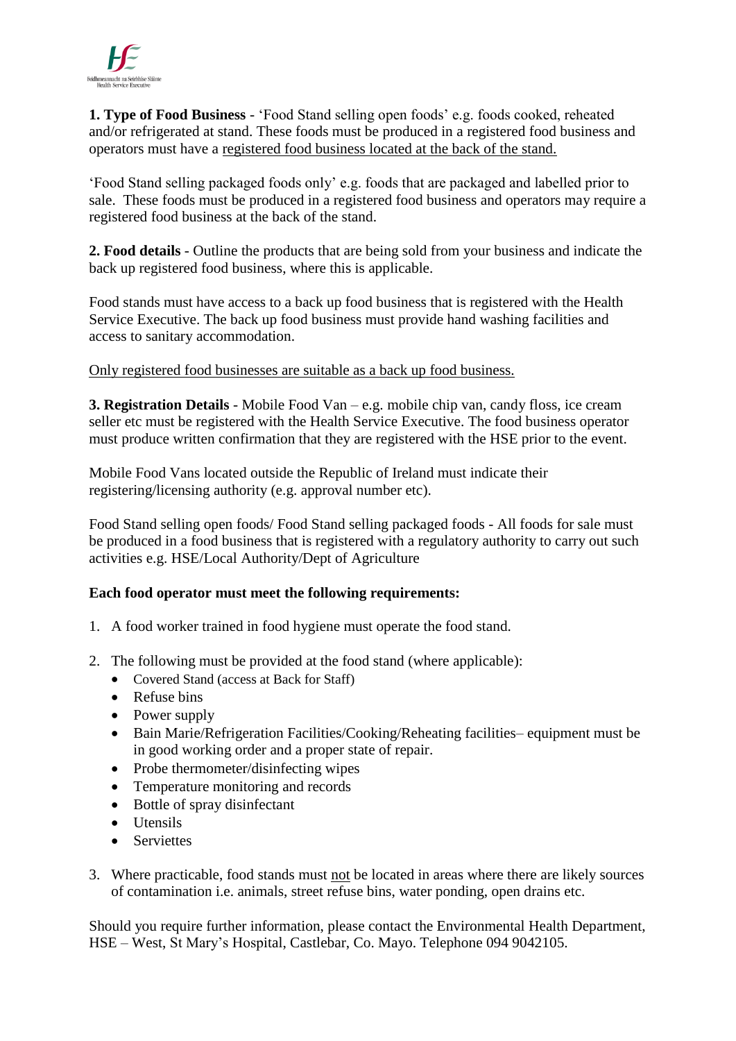**1. Type of Food Business** - 'Food Stand selling open foods' e.g. foods cooked, reheated and/or refrigerated at stand. These foods must be produced in a registered food business and operators must have a registered food business located at the back of the stand.

'Food Stand selling packaged foods only' e.g. foods that are packaged and labelled prior to sale. These foods must be produced in a registered food business and operators may require a registered food business at the back of the stand.

**2. Food details** - Outline the products that are being sold from your business and indicate the back up registered food business, where this is applicable.

Food stands must have access to a back up food business that is registered with the Health Service Executive. The back up food business must provide hand washing facilities and access to sanitary accommodation.

Only registered food businesses are suitable as a back up food business.

**3. Registration Details** - Mobile Food Van – e.g. mobile chip van, candy floss, ice cream seller etc must be registered with the Health Service Executive. The food business operator must produce written confirmation that they are registered with the HSE prior to the event.

Mobile Food Vans located outside the Republic of Ireland must indicate their registering/licensing authority (e.g. approval number etc).

Food Stand selling open foods/ Food Stand selling packaged foods - All foods for sale must be produced in a food business that is registered with a regulatory authority to carry out such activities e.g. HSE/Local Authority/Dept of Agriculture

**Each food operator must meet the following requirements:**

1. A food worker trained in food hygiene must operate the food stand.
2. The following must be provided at the food stand (where applicable):
   - Covered Stand (access at Back for Staff)
   - Refuse bins
   - Power supply
   - Bain Marie/Refrigeration Facilities/Cooking/Reheating facilities– equipment must be in good working order and a proper state of repair.
   - Probe thermometer/disinfecting wipes
   - Temperature monitoring and records
   - Bottle of spray disinfectant
   - Utensils
   - Serviettes
3. Where practicable, food stands must not be located in areas where there are likely sources of contamination i.e. animals, street refuse bins, water ponding, open drains etc.

Should you require further information, please contact the Environmental Health Department, HSE – West, St Mary's Hospital, Castlebar, Co. Mayo. Telephone 094 9042105.